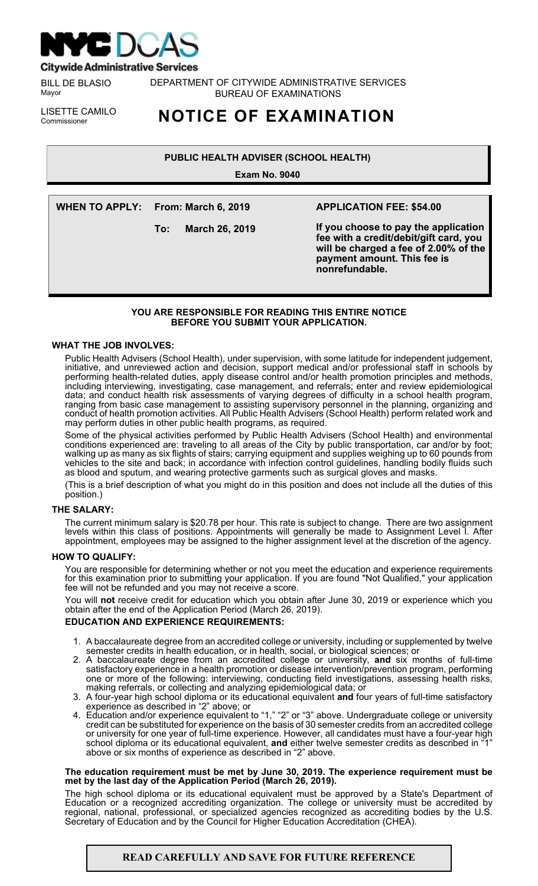**NYC DCAS**
**Citywide Administrative Services**

BILL DE BLASIO
Mayor

LISETTE CAMILO
Commissioner

DEPARTMENT OF CITYWIDE ADMINISTRATIVE SERVICES
BUREAU OF EXAMINATIONS

# NOTICE OF EXAMINATION

## PUBLIC HEALTH ADVISER (SCHOOL HEALTH)

**Exam No. 9040**

**WHEN TO APPLY: From: March 6, 2019**

**To: March 26, 2019**

**APPLICATION FEE: $54.00**

**If you choose to pay the application fee with a credit/debit/gift card, you will be charged a fee of 2.00% of the payment amount. This fee is nonrefundable.**

**YOU ARE RESPONSIBLE FOR READING THIS ENTIRE NOTICE BEFORE YOU SUBMIT YOUR APPLICATION.**

### WHAT THE JOB INVOLVES:

Public Health Advisers (School Health), under supervision, with some latitude for independent judgement, initiative, and unreviewed action and decision, support medical and/or professional staff in schools by performing health-related duties, apply disease control and/or health promotion principles and methods, including interviewing, investigating, case management, and referrals; enter and review epidemiological data; and conduct health risk assessments of varying degrees of difficulty in a school health program, ranging from basic case management to assisting supervisory personnel in the planning, organizing and conduct of health promotion activities. All Public Health Advisers (School Health) perform related work and may perform duties in other public health programs, as required.

Some of the physical activities performed by Public Health Advisers (School Health) and environmental conditions experienced are: traveling to all areas of the City by public transportation, car and/or by foot; walking up as many as six flights of stairs; carrying equipment and supplies weighing up to 60 pounds from vehicles to the site and back; in accordance with infection control guidelines, handling bodily fluids such as blood and sputum, and wearing protective garments such as surgical gloves and masks.

(This is a brief description of what you might do in this position and does not include all the duties of this position.)

### THE SALARY:

The current minimum salary is $20.78 per hour. This rate is subject to change. There are two assignment levels within this class of positions. Appointments will generally be made to Assignment Level I. After appointment, employees may be assigned to the higher assignment level at the discretion of the agency.

### HOW TO QUALIFY:

You are responsible for determining whether or not you meet the education and experience requirements for this examination prior to submitting your application. If you are found "Not Qualified," your application fee will not be refunded and you may not receive a score.

You will **not** receive credit for education which you obtain after June 30, 2019 or experience which you obtain after the end of the Application Period (March 26, 2019).

#### EDUCATION AND EXPERIENCE REQUIREMENTS:

1. A baccalaureate degree from an accredited college or university, including or supplemented by twelve semester credits in health education, or in health, social, or biological sciences; or
2. A baccalaureate degree from an accredited college or university, **and** six months of full-time satisfactory experience in a health promotion or disease intervention/prevention program, performing one or more of the following: interviewing, conducting field investigations, assessing health risks, making referrals, or collecting and analyzing epidemiological data; or
3. A four-year high school diploma or its educational equivalent **and** four years of full-time satisfactory experience as described in "2" above; or
4. Education and/or experience equivalent to "1," "2" or "3" above. Undergraduate college or university credit can be substituted for experience on the basis of 30 semester credits from an accredited college or university for one year of full-time experience. However, all candidates must have a four-year high school diploma or its educational equivalent, **and** either twelve semester credits as described in "1" above or six months of experience as described in "2" above.

**The education requirement must be met by June 30, 2019. The experience requirement must be met by the last day of the Application Period (March 26, 2019).**

The high school diploma or its educational equivalent must be approved by a State's Department of Education or a recognized accrediting organization. The college or university must be accredited by regional, national, professional, or specialized agencies recognized as accrediting bodies by the U.S. Secretary of Education and by the Council for Higher Education Accreditation (CHEA).

**READ CAREFULLY AND SAVE FOR FUTURE REFERENCE**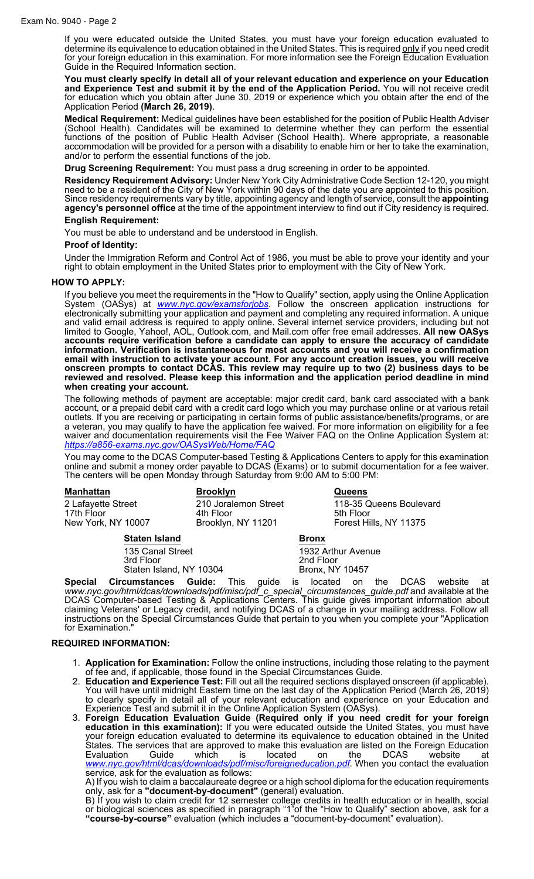If you were educated outside the United States, you must have your foreign education evaluated to determine its equivalence to education obtained in the United States. This is required only if you need credit for your foreign education in this examination. For more information see the Foreign Education Evaluation Guide in the Required Information section.

**You must clearly specify in detail all of your relevant education and experience on your Education and Experience Test and submit it by the end of the Application Period.** You will not receive credit for education which you obtain after June 30, 2019 or experience which you obtain after the end of the Application Period **(March 26, 2019)**.

**Medical Requirement:** Medical guidelines have been established for the position of Public Health Adviser (School Health). Candidates will be examined to determine whether they can perform the essential functions of the position of Public Health Adviser (School Health). Where appropriate, a reasonable accommodation will be provided for a person with a disability to enable him or her to take the examination, and/or to perform the essential functions of the job.

**Drug Screening Requirement:** You must pass a drug screening in order to be appointed.

**Residency Requirement Advisory:** Under New York City Administrative Code Section 12-120, you might need to be a resident of the City of New York within 90 days of the date you are appointed to this position. Since residency requirements vary by title, appointing agency and length of service, consult the **appointing agency's personnel office** at the time of the appointment interview to find out if City residency is required.

**English Requirement:**

You must be able to understand and be understood in English.

**Proof of Identity:**

Under the Immigration Reform and Control Act of 1986, you must be able to prove your identity and your right to obtain employment in the United States prior to employment with the City of New York.

## HOW TO APPLY:

If you believe you meet the requirements in the "How to Qualify" section, apply using the Online Application System (OASys) at *www.nyc.gov/examsforjobs*. Follow the onscreen application instructions for electronically submitting your application and payment and completing any required information. A unique and valid email address is required to apply online. Several internet service providers, including but not limited to Google, Yahoo!, AOL, Outlook.com, and Mail.com offer free email addresses. **All new OASys accounts require verification before a candidate can apply to ensure the accuracy of candidate information. Verification is instantaneous for most accounts and you will receive a confirmation email with instruction to activate your account. For any account creation issues, you will receive onscreen prompts to contact DCAS. This review may require up to two (2) business days to be reviewed and resolved. Please keep this information and the application period deadline in mind when creating your account.**

The following methods of payment are acceptable: major credit card, bank card associated with a bank account, or a prepaid debit card with a credit card logo which you may purchase online or at various retail outlets. If you are receiving or participating in certain forms of public assistance/benefits/programs, or are a veteran, you may qualify to have the application fee waived. For more information on eligibility for a fee waiver and documentation requirements visit the Fee Waiver FAQ on the Online Application System at: *https://a856-exams.nyc.gov/OASysWeb/Home/FAQ*

You may come to the DCAS Computer-based Testing & Applications Centers to apply for this examination online and submit a money order payable to DCAS (Exams) or to submit documentation for a fee waiver. The centers will be open Monday through Saturday from 9:00 AM to 5:00 PM:

**Manhattan**
2 Lafayette Street
17th Floor
New York, NY 10007

**Brooklyn**
210 Joralemon Street
4th Floor
Brooklyn, NY 11201

**Queens**
118-35 Queens Boulevard
5th Floor
Forest Hills, NY 11375

**Staten Island**
135 Canal Street
3rd Floor
Staten Island, NY 10304

**Bronx**
1932 Arthur Avenue
2nd Floor
Bronx, NY 10457

**Special Circumstances Guide:** This guide is located on the DCAS website at *www.nyc.gov/html/dcas/downloads/pdf/misc/pdf_c_special_circumstances_guide.pdf* and available at the DCAS Computer-based Testing & Applications Centers. This guide gives important information about claiming Veterans' or Legacy credit, and notifying DCAS of a change in your mailing address. Follow all instructions on the Special Circumstances Guide that pertain to you when you complete your "Application for Examination."

## REQUIRED INFORMATION:

1. **Application for Examination:** Follow the online instructions, including those relating to the payment of fee and, if applicable, those found in the Special Circumstances Guide.
2. **Education and Experience Test:** Fill out all the required sections displayed onscreen (if applicable). You will have until midnight Eastern time on the last day of the Application Period (March 26, 2019) to clearly specify in detail all of your relevant education and experience on your Education and Experience Test and submit it in the Online Application System (OASys).
3. **Foreign Education Evaluation Guide (Required only if you need credit for your foreign education in this examination):** If you were educated outside the United States, you must have your foreign education evaluated to determine its equivalence to education obtained in the United States. The services that are approved to make this evaluation are listed on the Foreign Education Evaluation Guide which is located on the DCAS website at *www.nyc.gov/html/dcas/downloads/pdf/misc/foreigneducation.pdf*. When you contact the evaluation service, ask for the evaluation as follows:

   A) If you wish to claim a baccalaureate degree or a high school diploma for the education requirements only, ask for a **"document-by-document"** (general) evaluation.

   B) If you wish to claim credit for 12 semester college credits in health education or in health, social or biological sciences as specified in paragraph "1" of the "How to Qualify" section above, ask for a **"course-by-course"** evaluation (which includes a "document-by-document" evaluation).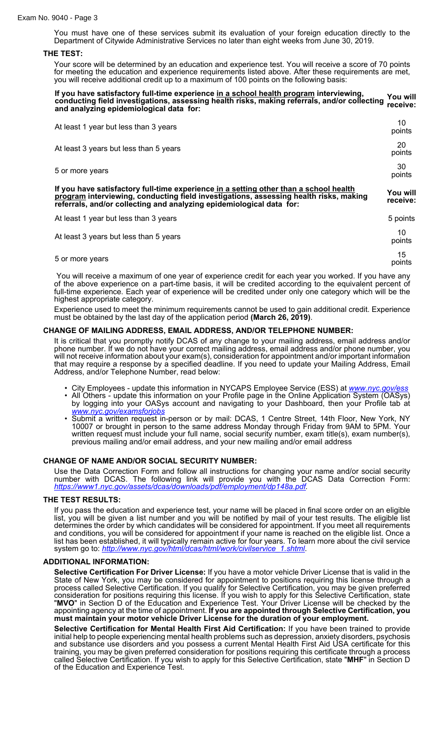You must have one of these services submit its evaluation of your foreign education directly to the Department of Citywide Administrative Services no later than eight weeks from June 30, 2019.

## THE TEST:

Your score will be determined by an education and experience test. You will receive a score of 70 points for meeting the education and experience requirements listed above. After these requirements are met, you will receive additional credit up to a maximum of 100 points on the following basis:

| If you have satisfactory full-time experience in a school health program interviewing, conducting field investigations, assessing health risks, making referrals, and/or collecting and analyzing epidemiological data for: | You will receive: |
|---|---|
| At least 1 year but less than 3 years | 10 points |
| At least 3 years but less than 5 years | 20 points |
| 5 or more years | 30 points |

| If you have satisfactory full-time experience in a setting other than a school health program interviewing, conducting field investigations, assessing health risks, making referrals, and/or collecting and analyzing epidemiological data for: | You will receive: |
|---|---|
| At least 1 year but less than 3 years | 5 points |
| At least 3 years but less than 5 years | 10 points |
| 5 or more years | 15 points |

You will receive a maximum of one year of experience credit for each year you worked. If you have any of the above experience on a part-time basis, it will be credited according to the equivalent percent of full-time experience. Each year of experience will be credited under only one category which will be the highest appropriate category.

Experience used to meet the minimum requirements cannot be used to gain additional credit. Experience must be obtained by the last day of the application period **(March 26, 2019)**.

## CHANGE OF MAILING ADDRESS, EMAIL ADDRESS, AND/OR TELEPHONE NUMBER:

It is critical that you promptly notify DCAS of any change to your mailing address, email address and/or phone number. If we do not have your correct mailing address, email address and/or phone number, you will not receive information about your exam(s), consideration for appointment and/or important information that may require a response by a specified deadline. If you need to update your Mailing Address, Email Address, and/or Telephone Number, read below:

- City Employees - update this information in NYCAPS Employee Service (ESS) at *www.nyc.gov/ess*
- All Others - update this information on your Profile page in the Online Application System (OASys) by logging into your OASys account and navigating to your Dashboard, then your Profile tab at *www.nyc.gov/examsforjobs*
- Submit a written request in-person or by mail: DCAS, 1 Centre Street, 14th Floor, New York, NY 10007 or brought in person to the same address Monday through Friday from 9AM to 5PM. Your written request must include your full name, social security number, exam title(s), exam number(s), previous mailing and/or email address, and your new mailing and/or email address

## CHANGE OF NAME AND/OR SOCIAL SECURITY NUMBER:

Use the Data Correction Form and follow all instructions for changing your name and/or social security number with DCAS. The following link will provide you with the DCAS Data Correction Form: *https://www1.nyc.gov/assets/dcas/downloads/pdf/employment/dp148a.pdf*.

## THE TEST RESULTS:

If you pass the education and experience test, your name will be placed in final score order on an eligible list, you will be given a list number and you will be notified by mail of your test results. The eligible list determines the order by which candidates will be considered for appointment. If you meet all requirements and conditions, you will be considered for appointment if your name is reached on the eligible list. Once a list has been established, it will typically remain active for four years. To learn more about the civil service system go to: *http://www.nyc.gov/html/dcas/html/work/civilservice_1.shtml*.

## ADDITIONAL INFORMATION:

**Selective Certification For Driver License:** If you have a motor vehicle Driver License that is valid in the State of New York, you may be considered for appointment to positions requiring this license through a process called Selective Certification. If you qualify for Selective Certification, you may be given preferred consideration for positions requiring this license. If you wish to apply for this Selective Certification, state "**MVO**" in Section D of the Education and Experience Test. Your Driver License will be checked by the appointing agency at the time of appointment. **If you are appointed through Selective Certification, you must maintain your motor vehicle Driver License for the duration of your employment.**

**Selective Certification for Mental Health First Aid Certification:** If you have been trained to provide initial help to people experiencing mental health problems such as depression, anxiety disorders, psychosis and substance use disorders and you possess a current Mental Health First Aid USA certificate for this training, you may be given preferred consideration for positions requiring this certificate through a process called Selective Certification. If you wish to apply for this Selective Certification, state "**MHF**" in Section D of the Education and Experience Test.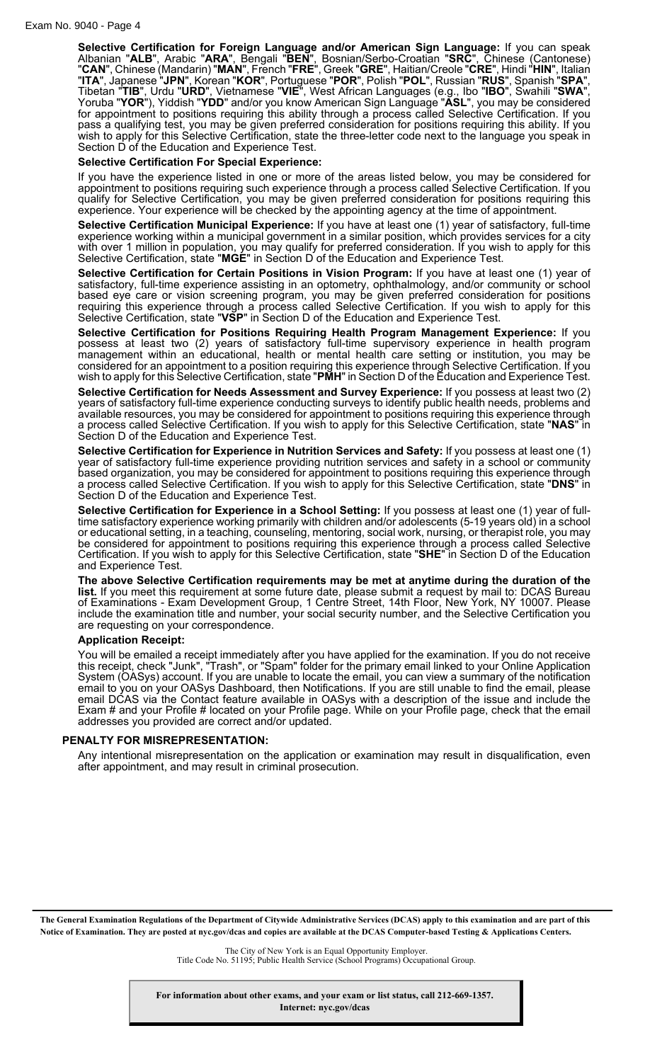**Selective Certification for Foreign Language and/or American Sign Language:** If you can speak Albanian "**ALB**", Arabic "**ARA**", Bengali "**BEN**", Bosnian/Serbo-Croatian "**SRC**", Chinese (Cantonese) "**CAN**", Chinese (Mandarin) "**MAN**", French "**FRE**", Greek "**GRE**", Haitian/Creole "**CRE**", Hindi "**HIN**", Italian "**ITA**", Japanese "**JPN**", Korean "**KOR**", Portuguese "**POR**", Polish "**POL**", Russian "**RUS**", Spanish "**SPA**", Tibetan "**TIB**", Urdu "**URD**", Vietnamese "**VIE**", West African Languages (e.g., Ibo "**IBO**", Swahili "**SWA**", Yoruba "**YOR**"), Yiddish "**YDD**" and/or you know American Sign Language "**ASL**", you may be considered for appointment to positions requiring this ability through a process called Selective Certification. If you pass a qualifying test, you may be given preferred consideration for positions requiring this ability. If you wish to apply for this Selective Certification, state the three-letter code next to the language you speak in Section D of the Education and Experience Test.

**Selective Certification For Special Experience:**

If you have the experience listed in one or more of the areas listed below, you may be considered for appointment to positions requiring such experience through a process called Selective Certification. If you qualify for Selective Certification, you may be given preferred consideration for positions requiring this experience. Your experience will be checked by the appointing agency at the time of appointment.

**Selective Certification Municipal Experience:** If you have at least one (1) year of satisfactory, full-time experience working within a municipal government in a similar position, which provides services for a city with over 1 million in population, you may qualify for preferred consideration. If you wish to apply for this Selective Certification, state "**MGE**" in Section D of the Education and Experience Test.

**Selective Certification for Certain Positions in Vision Program:** If you have at least one (1) year of satisfactory, full-time experience assisting in an optometry, ophthalmology, and/or community or school based eye care or vision screening program, you may be given preferred consideration for positions requiring this experience through a process called Selective Certification. If you wish to apply for this Selective Certification, state "**VSP**" in Section D of the Education and Experience Test.

**Selective Certification for Positions Requiring Health Program Management Experience:** If you possess at least two (2) years of satisfactory full-time supervisory experience in health program management within an educational, health or mental health care setting or institution, you may be considered for an appointment to a position requiring this experience through Selective Certification. If you wish to apply for this Selective Certification, state "**PMH**" in Section D of the Education and Experience Test.

**Selective Certification for Needs Assessment and Survey Experience:** If you possess at least two (2) years of satisfactory full-time experience conducting surveys to identify public health needs, problems and available resources, you may be considered for appointment to positions requiring this experience through a process called Selective Certification. If you wish to apply for this Selective Certification, state "**NAS**" in Section D of the Education and Experience Test.

**Selective Certification for Experience in Nutrition Services and Safety:** If you possess at least one (1) year of satisfactory full-time experience providing nutrition services and safety in a school or community based organization, you may be considered for appointment to positions requiring this experience through a process called Selective Certification. If you wish to apply for this Selective Certification, state "**DNS**" in Section D of the Education and Experience Test.

**Selective Certification for Experience in a School Setting:** If you possess at least one (1) year of full-time satisfactory experience working primarily with children and/or adolescents (5-19 years old) in a school or educational setting, in a teaching, counseling, mentoring, social work, nursing, or therapist role, you may be considered for appointment to positions requiring this experience through a process called Selective Certification. If you wish to apply for this Selective Certification, state "**SHE**" in Section D of the Education and Experience Test.

**The above Selective Certification requirements may be met at anytime during the duration of the list.** If you meet this requirement at some future date, please submit a request by mail to: DCAS Bureau of Examinations - Exam Development Group, 1 Centre Street, 14th Floor, New York, NY 10007. Please include the examination title and number, your social security number, and the Selective Certification you are requesting on your correspondence.

**Application Receipt:**

You will be emailed a receipt immediately after you have applied for the examination. If you do not receive this receipt, check "Junk", "Trash", or "Spam" folder for the primary email linked to your Online Application System (OASys) account. If you are unable to locate the email, you can view a summary of the notification email to you on your OASys Dashboard, then Notifications. If you are still unable to find the email, please email DCAS via the Contact feature available in OASys with a description of the issue and include the Exam # and your Profile # located on your Profile page. While on your Profile page, check that the email addresses you provided are correct and/or updated.

## PENALTY FOR MISREPRESENTATION:

Any intentional misrepresentation on the application or examination may result in disqualification, even after appointment, and may result in criminal prosecution.

**The General Examination Regulations of the Department of Citywide Administrative Services (DCAS) apply to this examination and are part of this Notice of Examination. They are posted at nyc.gov/dcas and copies are available at the DCAS Computer-based Testing & Applications Centers.**

The City of New York is an Equal Opportunity Employer.
Title Code No. 51195; Public Health Service (School Programs) Occupational Group.

**For information about other exams, and your exam or list status, call 212-669-1357.**
**Internet: nyc.gov/dcas**